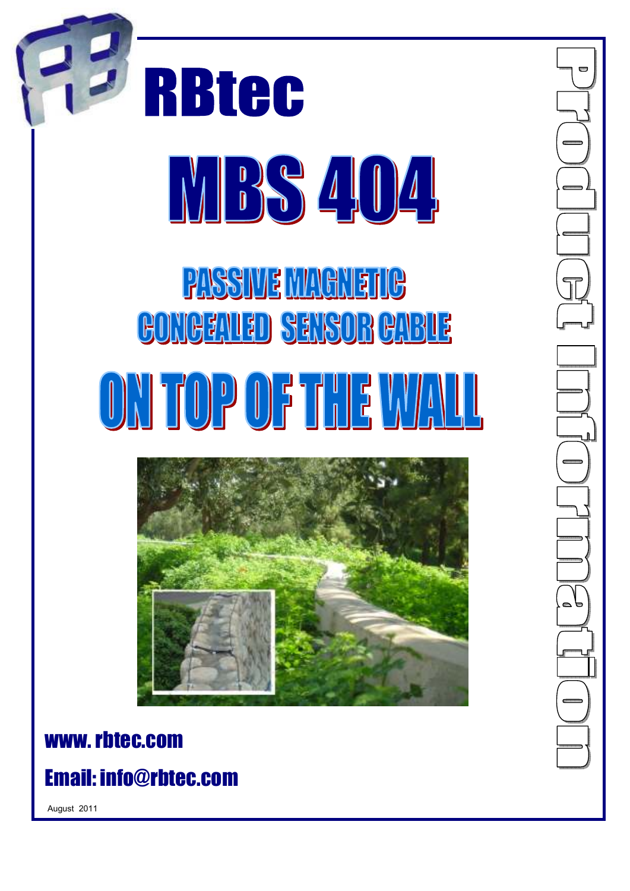# RBtec

# MBS 404

## PASSIVE MAGNETIC CONCEALED SENSOR CABLE

# ON TOP OF THE WALL

Product Information

**www. rbtec.com**

**Email: info@rbtec.com**

August 2011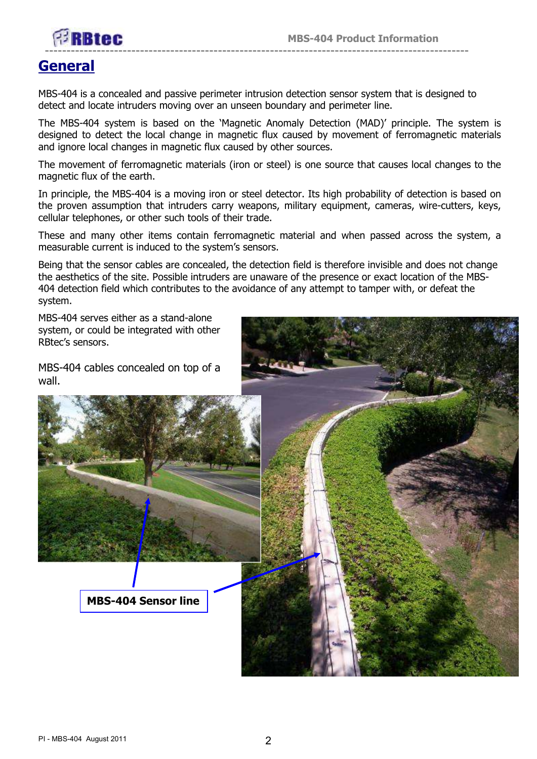# General

MBS-404 is a concealed and passive perimeter intrusion detection sensor system that is designed to detect and locate intruders moving over an unseen boundary and perimeter line.

The MBS-404 system is based on the 'Magnetic Anomaly Detection (MAD)' principle. The system is designed to detect the local change in magnetic flux caused by movement of ferromagnetic materials and ignore local changes in magnetic flux caused by other sources.

The movement of ferromagnetic materials (iron or steel) is one source that causes local changes to the magnetic flux of the earth.

In principle, the MBS-404 is a moving iron or steel detector. Its high probability of detection is based on the proven assumption that intruders carry weapons, military equipment, cameras, wire-cutters, keys, cellular telephones, or other such tools of their trade.

These and many other items contain ferromagnetic material and when passed across the system, a measurable current is induced to the system's sensors.

Being that the sensor cables are concealed, the detection field is therefore invisible and does not change the aesthetics of the site. Possible intruders are unaware of the presence or exact location of the MBS-404 detection field which contributes to the avoidance of any attempt to tamper with, or defeat the system.

MBS-404 serves either as a stand-alone system, or could be integrated with other RBtec's sensors.

MBS-404 cables concealed on top of a wall.

MBS-404 Sensor line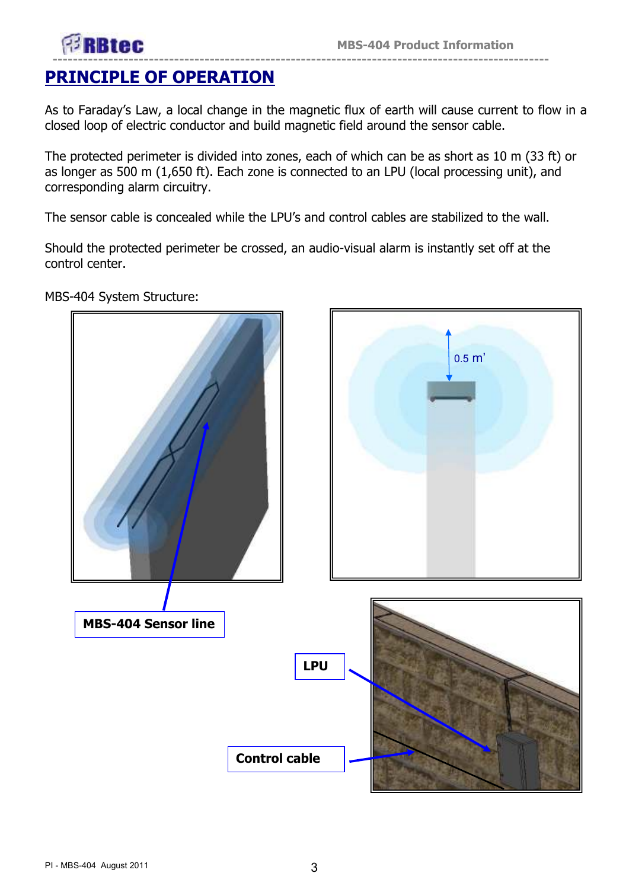# PRINCIPLE OF OPERATION

As to Faraday's Law, a local change in the magnetic flux of earth will cause current to flow in a closed loop of electric conductor and build magnetic field around the sensor cable.

The protected perimeter is divided into zones, each of which can be as short as 10 m (33 ft) or as longer as 500 m (1,650 ft). Each zone is connected to an LPU (local processing unit), and corresponding alarm circuitry.

The sensor cable is concealed while the LPU's and control cables are stabilized to the wall.

Should the protected perimeter be crossed, an audio-visual alarm is instantly set off at the control center.

MBS-404 System Structure:

0.5 m'

**MBS-404 Sensor line**

**LPU**

**Control cable**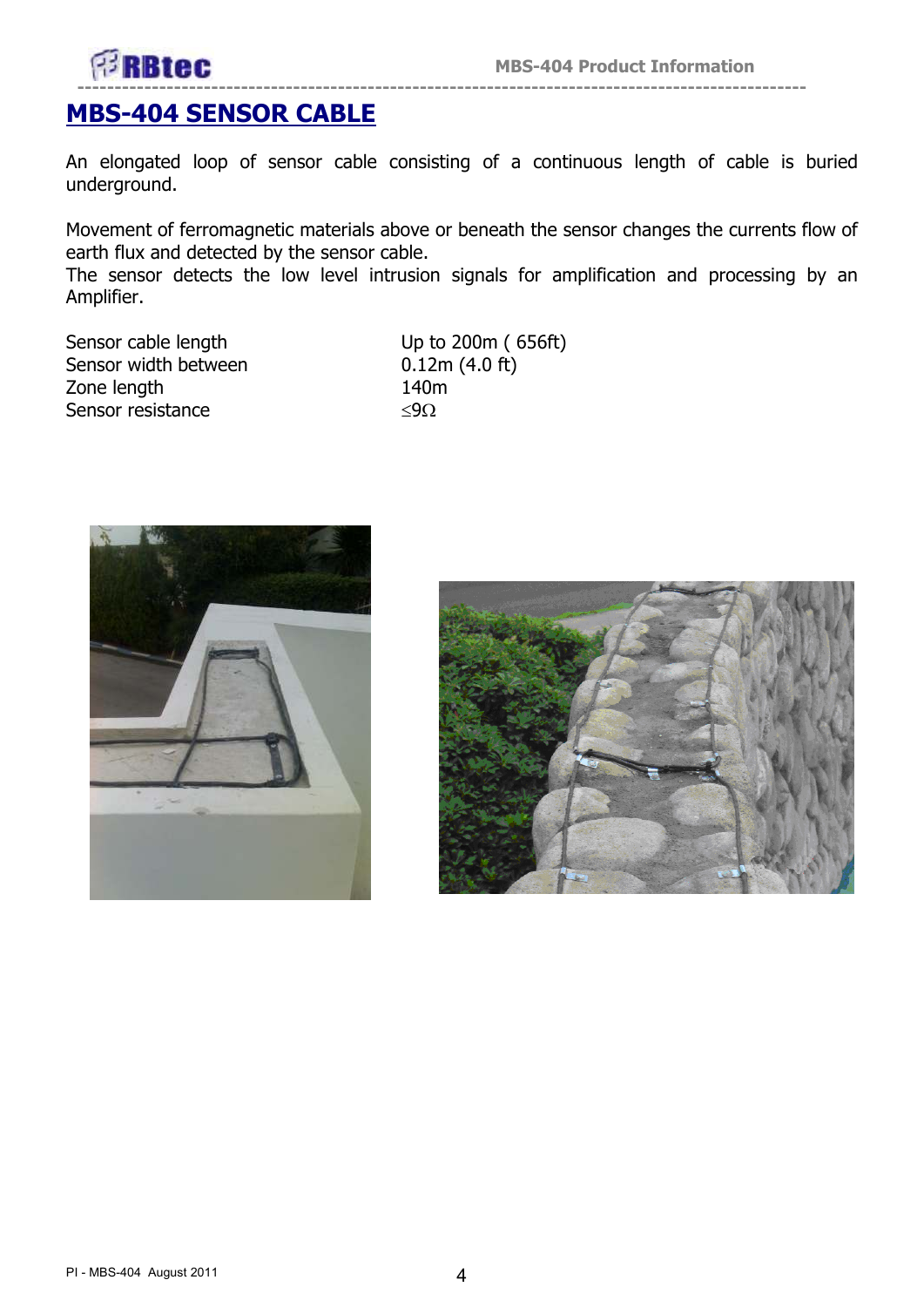# MBS-404 SENSOR CABLE

An elongated loop of sensor cable consisting of a continuous length of cable is buried underground.

Movement of ferromagnetic materials above or beneath the sensor changes the currents flow of earth flux and detected by the sensor cable.
The sensor detects the low level intrusion signals for amplification and processing by an Amplifier.

| | |
|---|---|
| Sensor cable length | Up to 200m ( 656ft) |
| Sensor width between | 0.12m (4.0 ft) |
| Zone length | 140m |
| Sensor resistance | $\leq 9\Omega$ |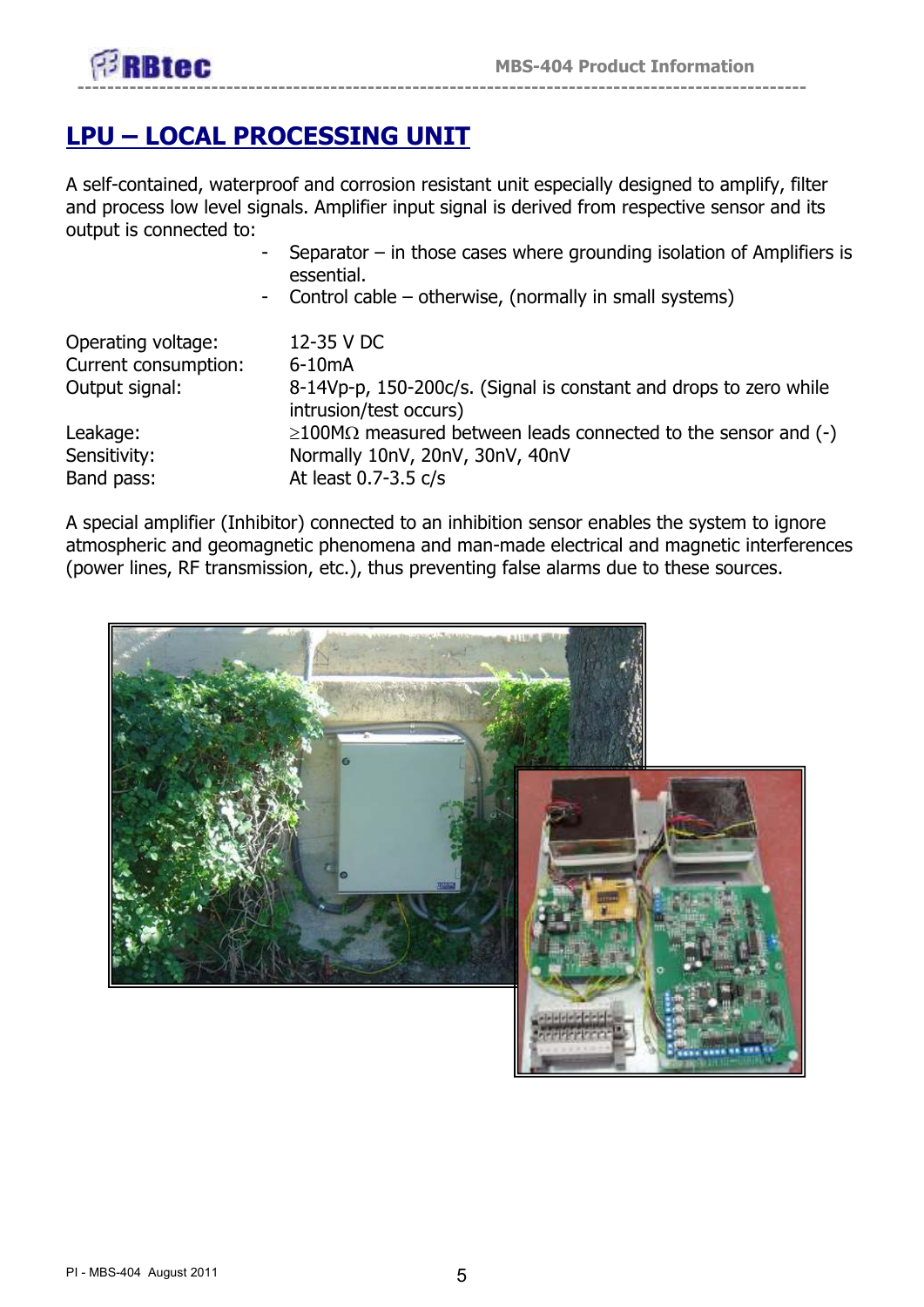# LPU – LOCAL PROCESSING UNIT

A self-contained, waterproof and corrosion resistant unit especially designed to amplify, filter and process low level signals. Amplifier input signal is derived from respective sensor and its output is connected to:

- Separator – in those cases where grounding isolation of Amplifiers is essential.
- Control cable – otherwise, (normally in small systems)

| | |
|---|---|
| Operating voltage: | 12-35 V DC |
| Current consumption: | 6-10mA |
| Output signal: | 8-14Vp-p, 150-200c/s. (Signal is constant and drops to zero while intrusion/test occurs) |
| Leakage: | ≥100MΩ measured between leads connected to the sensor and (-) |
| Sensitivity: | Normally 10nV, 20nV, 30nV, 40nV |
| Band pass: | At least 0.7-3.5 c/s |

A special amplifier (Inhibitor) connected to an inhibition sensor enables the system to ignore atmospheric and geomagnetic phenomena and man-made electrical and magnetic interferences (power lines, RF transmission, etc.), thus preventing false alarms due to these sources.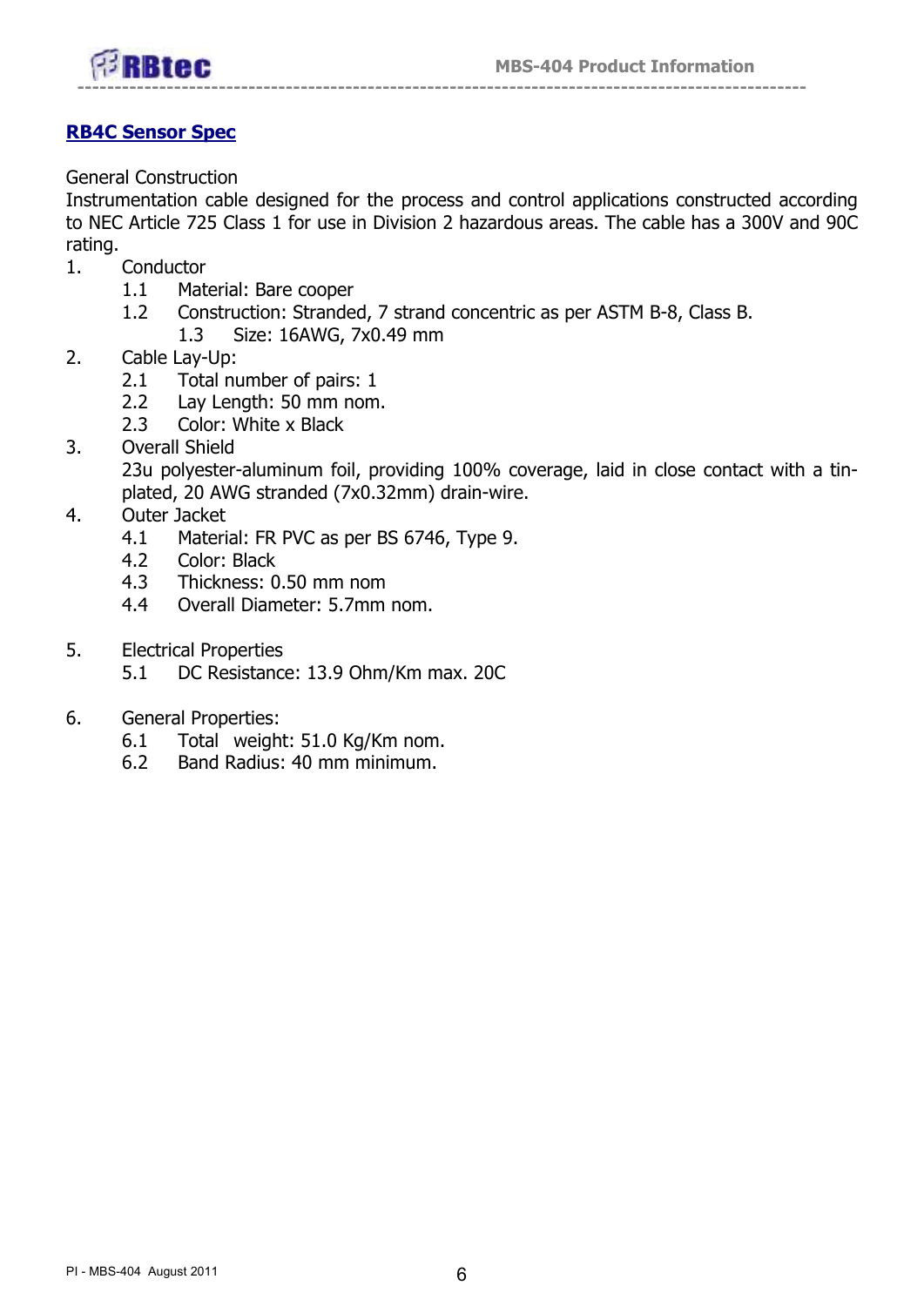## RB4C Sensor Spec

General Construction

Instrumentation cable designed for the process and control applications constructed according to NEC Article 725 Class 1 for use in Division 2 hazardous areas. The cable has a 300V and 90C rating.

1. Conductor
   - 1.1 Material: Bare cooper
   - 1.2 Construction: Stranded, 7 strand concentric as per ASTM B-8, Class B.
   - 1.3 Size: 16AWG, 7x0.49 mm
2. Cable Lay-Up:
   - 2.1 Total number of pairs: 1
   - 2.2 Lay Length: 50 mm nom.
   - 2.3 Color: White x Black
3. Overall Shield

   23u polyester-aluminum foil, providing 100% coverage, laid in close contact with a tin-plated, 20 AWG stranded (7x0.32mm) drain-wire.
4. Outer Jacket
   - 4.1 Material: FR PVC as per BS 6746, Type 9.
   - 4.2 Color: Black
   - 4.3 Thickness: 0.50 mm nom
   - 4.4 Overall Diameter: 5.7mm nom.
5. Electrical Properties
   - 5.1 DC Resistance: 13.9 Ohm/Km max. 20C
6. General Properties:
   - 6.1 Total weight: 51.0 Kg/Km nom.
   - 6.2 Band Radius: 40 mm minimum.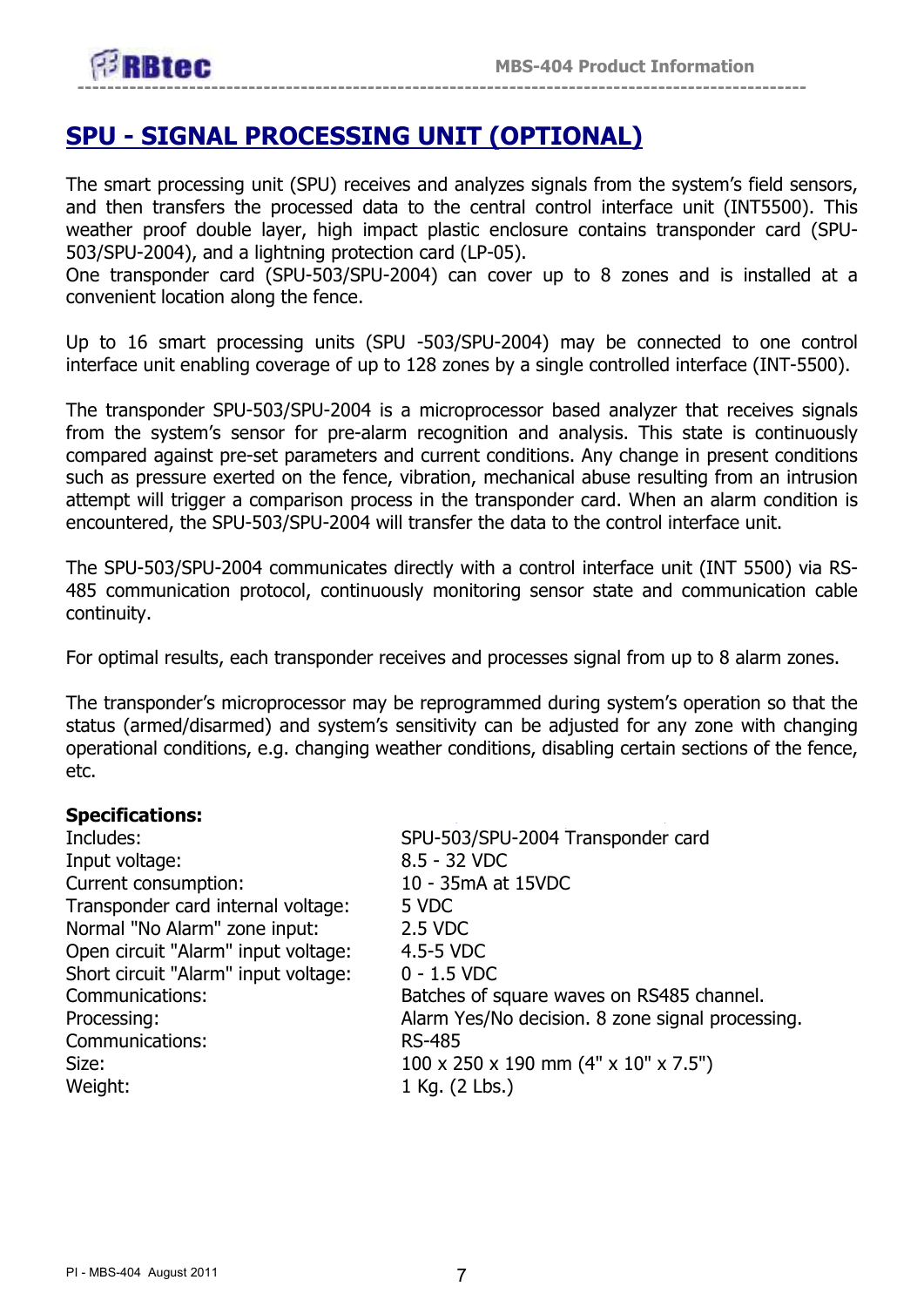# SPU - SIGNAL PROCESSING UNIT (OPTIONAL)

The smart processing unit (SPU) receives and analyzes signals from the system's field sensors, and then transfers the processed data to the central control interface unit (INT5500). This weather proof double layer, high impact plastic enclosure contains transponder card (SPU-503/SPU-2004), and a lightning protection card (LP-05).
One transponder card (SPU-503/SPU-2004) can cover up to 8 zones and is installed at a convenient location along the fence.

Up to 16 smart processing units (SPU -503/SPU-2004) may be connected to one control interface unit enabling coverage of up to 128 zones by a single controlled interface (INT-5500).

The transponder SPU-503/SPU-2004 is a microprocessor based analyzer that receives signals from the system's sensor for pre-alarm recognition and analysis. This state is continuously compared against pre-set parameters and current conditions. Any change in present conditions such as pressure exerted on the fence, vibration, mechanical abuse resulting from an intrusion attempt will trigger a comparison process in the transponder card. When an alarm condition is encountered, the SPU-503/SPU-2004 will transfer the data to the control interface unit.

The SPU-503/SPU-2004 communicates directly with a control interface unit (INT 5500) via RS-485 communication protocol, continuously monitoring sensor state and communication cable continuity.

For optimal results, each transponder receives and processes signal from up to 8 alarm zones.

The transponder's microprocessor may be reprogrammed during system's operation so that the status (armed/disarmed) and system's sensitivity can be adjusted for any zone with changing operational conditions, e.g. changing weather conditions, disabling certain sections of the fence, etc.

**Specifications:**

| | |
|---|---|
| Includes: | SPU-503/SPU-2004 Transponder card |
| Input voltage: | 8.5 - 32 VDC |
| Current consumption: | 10 - 35mA at 15VDC |
| Transponder card internal voltage: | 5 VDC |
| Normal "No Alarm" zone input: | 2.5 VDC |
| Open circuit "Alarm" input voltage: | 4.5-5 VDC |
| Short circuit "Alarm" input voltage: | 0 - 1.5 VDC |
| Communications: | Batches of square waves on RS485 channel. |
| Processing: | Alarm Yes/No decision. 8 zone signal processing. |
| Communications: | RS-485 |
| Size: | 100 x 250 x 190 mm (4" x 10" x 7.5") |
| Weight: | 1 Kg. (2 Lbs.) |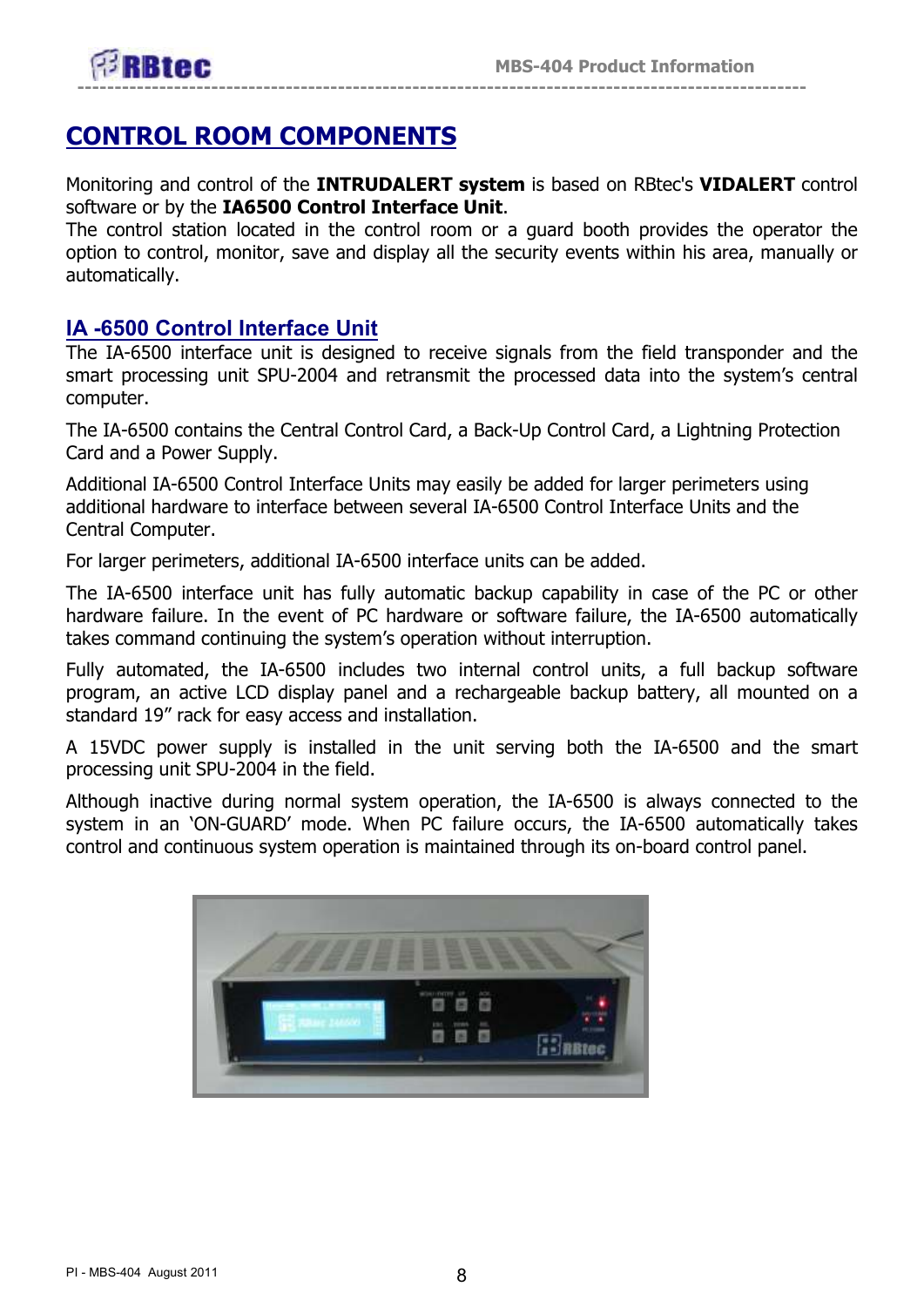# CONTROL ROOM COMPONENTS

Monitoring and control of the **INTRUDALERT system** is based on RBtec's **VIDALERT** control software or by the **IA6500 Control Interface Unit**.
The control station located in the control room or a guard booth provides the operator the option to control, monitor, save and display all the security events within his area, manually or automatically.

## IA -6500 Control Interface Unit

The IA-6500 interface unit is designed to receive signals from the field transponder and the smart processing unit SPU-2004 and retransmit the processed data into the system's central computer.

The IA-6500 contains the Central Control Card, a Back-Up Control Card, a Lightning Protection Card and a Power Supply.

Additional IA-6500 Control Interface Units may easily be added for larger perimeters using additional hardware to interface between several IA-6500 Control Interface Units and the Central Computer.

For larger perimeters, additional IA-6500 interface units can be added.

The IA-6500 interface unit has fully automatic backup capability in case of the PC or other hardware failure. In the event of PC hardware or software failure, the IA-6500 automatically takes command continuing the system's operation without interruption.

Fully automated, the IA-6500 includes two internal control units, a full backup software program, an active LCD display panel and a rechargeable backup battery, all mounted on a standard 19" rack for easy access and installation.

A 15VDC power supply is installed in the unit serving both the IA-6500 and the smart processing unit SPU-2004 in the field.

Although inactive during normal system operation, the IA-6500 is always connected to the system in an 'ON-GUARD' mode. When PC failure occurs, the IA-6500 automatically takes control and continuous system operation is maintained through its on-board control panel.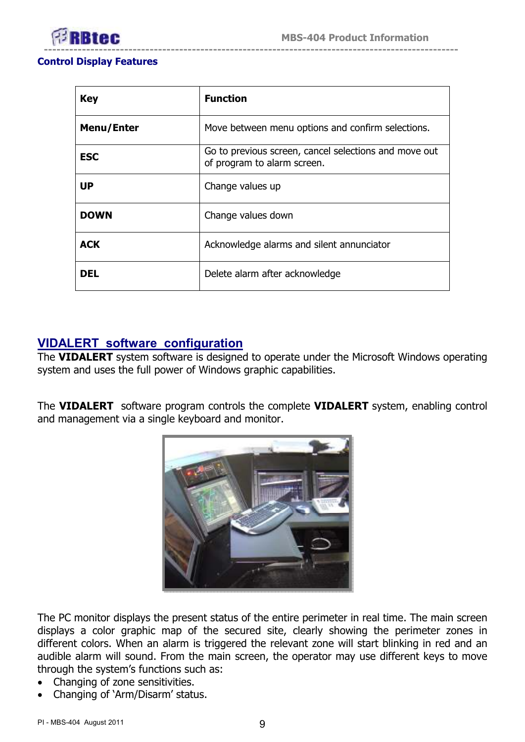## Control Display Features

| Key | Function |
|---|---|
| **Menu/Enter** | Move between menu options and confirm selections. |
| **ESC** | Go to previous screen, cancel selections and move out of program to alarm screen. |
| **UP** | Change values up |
| **DOWN** | Change values down |
| **ACK** | Acknowledge alarms and silent annunciator |
| **DEL** | Delete alarm after acknowledge |

## VIDALERT software configuration

The **VIDALERT** system software is designed to operate under the Microsoft Windows operating system and uses the full power of Windows graphic capabilities.

The **VIDALERT** software program controls the complete **VIDALERT** system, enabling control and management via a single keyboard and monitor.

The PC monitor displays the present status of the entire perimeter in real time. The main screen displays a color graphic map of the secured site, clearly showing the perimeter zones in different colors. When an alarm is triggered the relevant zone will start blinking in red and an audible alarm will sound. From the main screen, the operator may use different keys to move through the system's functions such as:

- Changing of zone sensitivities.
- Changing of 'Arm/Disarm' status.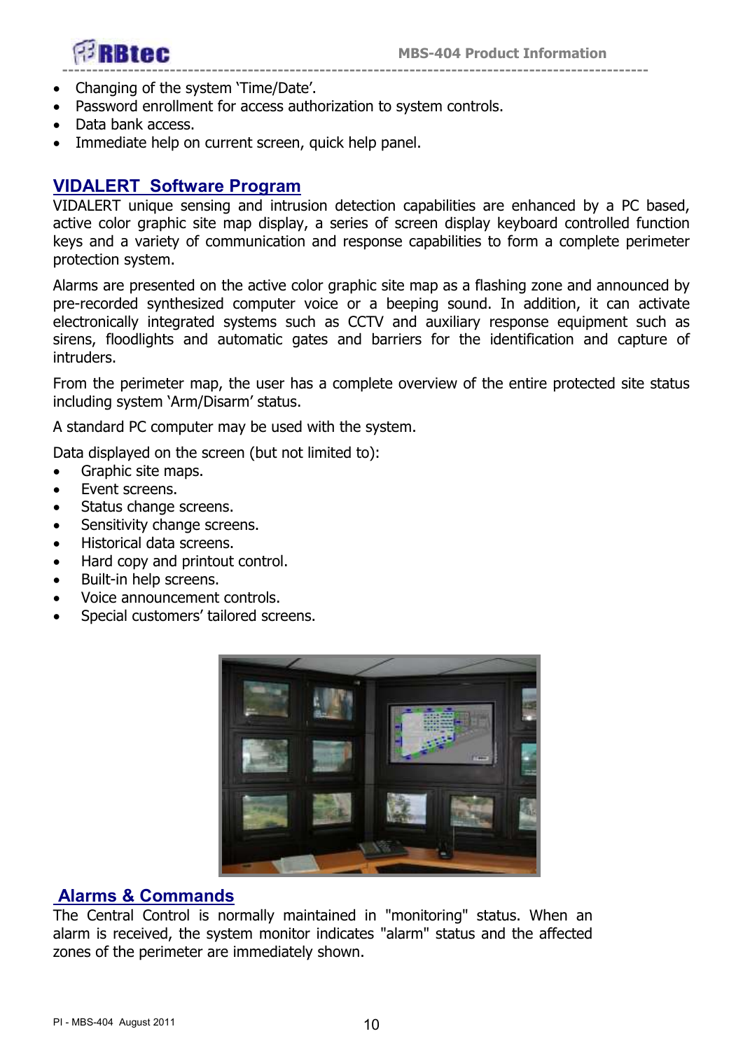- Changing of the system 'Time/Date'.
- Password enrollment for access authorization to system controls.
- Data bank access.
- Immediate help on current screen, quick help panel.

## VIDALERT Software Program

VIDALERT unique sensing and intrusion detection capabilities are enhanced by a PC based, active color graphic site map display, a series of screen display keyboard controlled function keys and a variety of communication and response capabilities to form a complete perimeter protection system.

Alarms are presented on the active color graphic site map as a flashing zone and announced by pre-recorded synthesized computer voice or a beeping sound. In addition, it can activate electronically integrated systems such as CCTV and auxiliary response equipment such as sirens, floodlights and automatic gates and barriers for the identification and capture of intruders.

From the perimeter map, the user has a complete overview of the entire protected site status including system 'Arm/Disarm' status.

A standard PC computer may be used with the system.

Data displayed on the screen (but not limited to):

- Graphic site maps.
- Event screens.
- Status change screens.
- Sensitivity change screens.
- Historical data screens.
- Hard copy and printout control.
- Built-in help screens.
- Voice announcement controls.
- Special customers' tailored screens.

## Alarms & Commands

The Central Control is normally maintained in "monitoring" status. When an alarm is received, the system monitor indicates "alarm" status and the affected zones of the perimeter are immediately shown.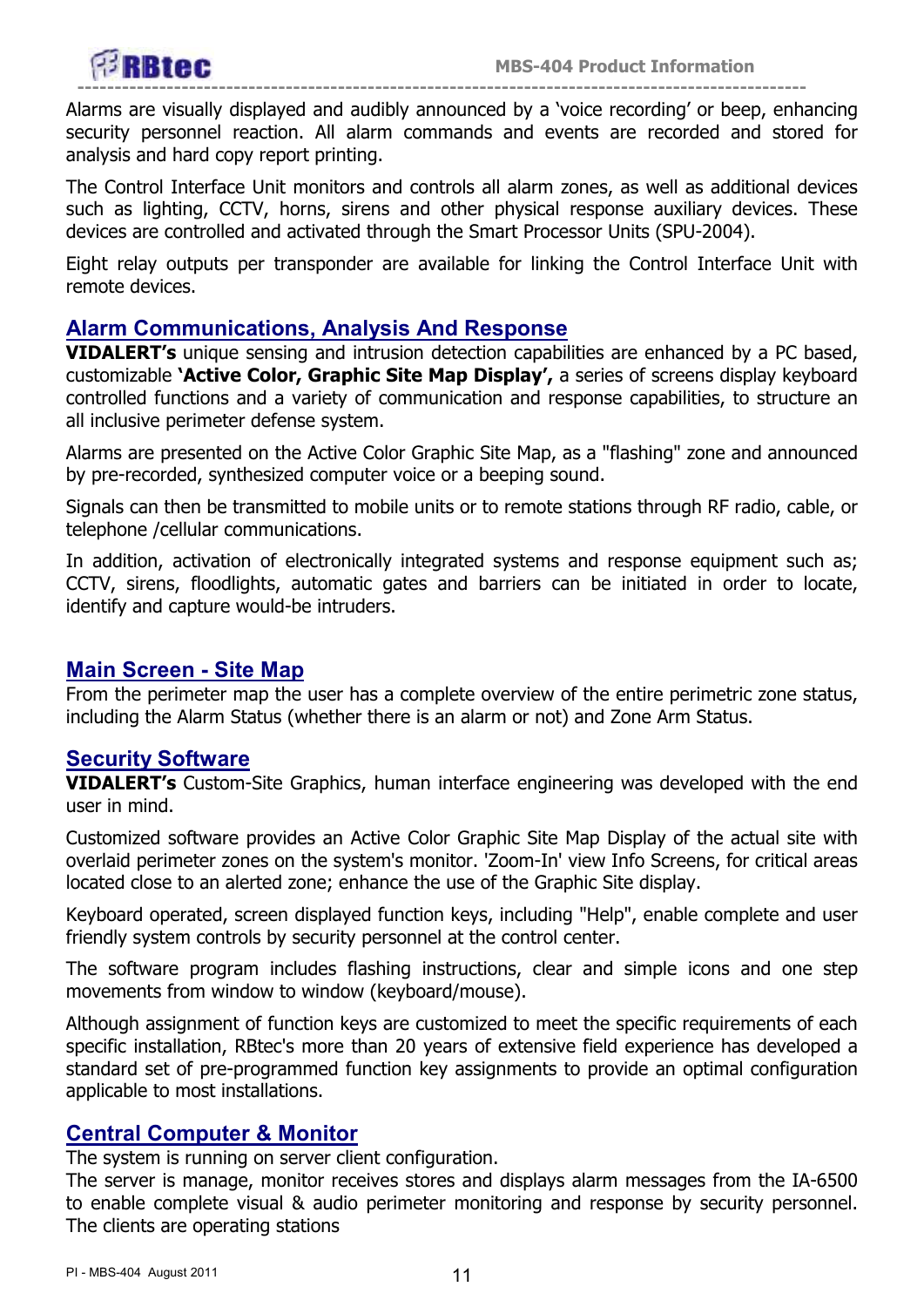Alarms are visually displayed and audibly announced by a 'voice recording' or beep, enhancing security personnel reaction. All alarm commands and events are recorded and stored for analysis and hard copy report printing.

The Control Interface Unit monitors and controls all alarm zones, as well as additional devices such as lighting, CCTV, horns, sirens and other physical response auxiliary devices. These devices are controlled and activated through the Smart Processor Units (SPU-2004).

Eight relay outputs per transponder are available for linking the Control Interface Unit with remote devices.

## Alarm Communications, Analysis And Response

**VIDALERT's** unique sensing and intrusion detection capabilities are enhanced by a PC based, customizable **'Active Color, Graphic Site Map Display',** a series of screens display keyboard controlled functions and a variety of communication and response capabilities, to structure an all inclusive perimeter defense system.

Alarms are presented on the Active Color Graphic Site Map, as a "flashing" zone and announced by pre-recorded, synthesized computer voice or a beeping sound.

Signals can then be transmitted to mobile units or to remote stations through RF radio, cable, or telephone /cellular communications.

In addition, activation of electronically integrated systems and response equipment such as; CCTV, sirens, floodlights, automatic gates and barriers can be initiated in order to locate, identify and capture would-be intruders.

## Main Screen - Site Map

From the perimeter map the user has a complete overview of the entire perimetric zone status, including the Alarm Status (whether there is an alarm or not) and Zone Arm Status.

## Security Software

**VIDALERT's** Custom-Site Graphics, human interface engineering was developed with the end user in mind.

Customized software provides an Active Color Graphic Site Map Display of the actual site with overlaid perimeter zones on the system's monitor. 'Zoom-In' view Info Screens, for critical areas located close to an alerted zone; enhance the use of the Graphic Site display.

Keyboard operated, screen displayed function keys, including "Help", enable complete and user friendly system controls by security personnel at the control center.

The software program includes flashing instructions, clear and simple icons and one step movements from window to window (keyboard/mouse).

Although assignment of function keys are customized to meet the specific requirements of each specific installation, RBtec's more than 20 years of extensive field experience has developed a standard set of pre-programmed function key assignments to provide an optimal configuration applicable to most installations.

## Central Computer & Monitor

The system is running on server client configuration.
The server is manage, monitor receives stores and displays alarm messages from the IA-6500 to enable complete visual & audio perimeter monitoring and response by security personnel. The clients are operating stations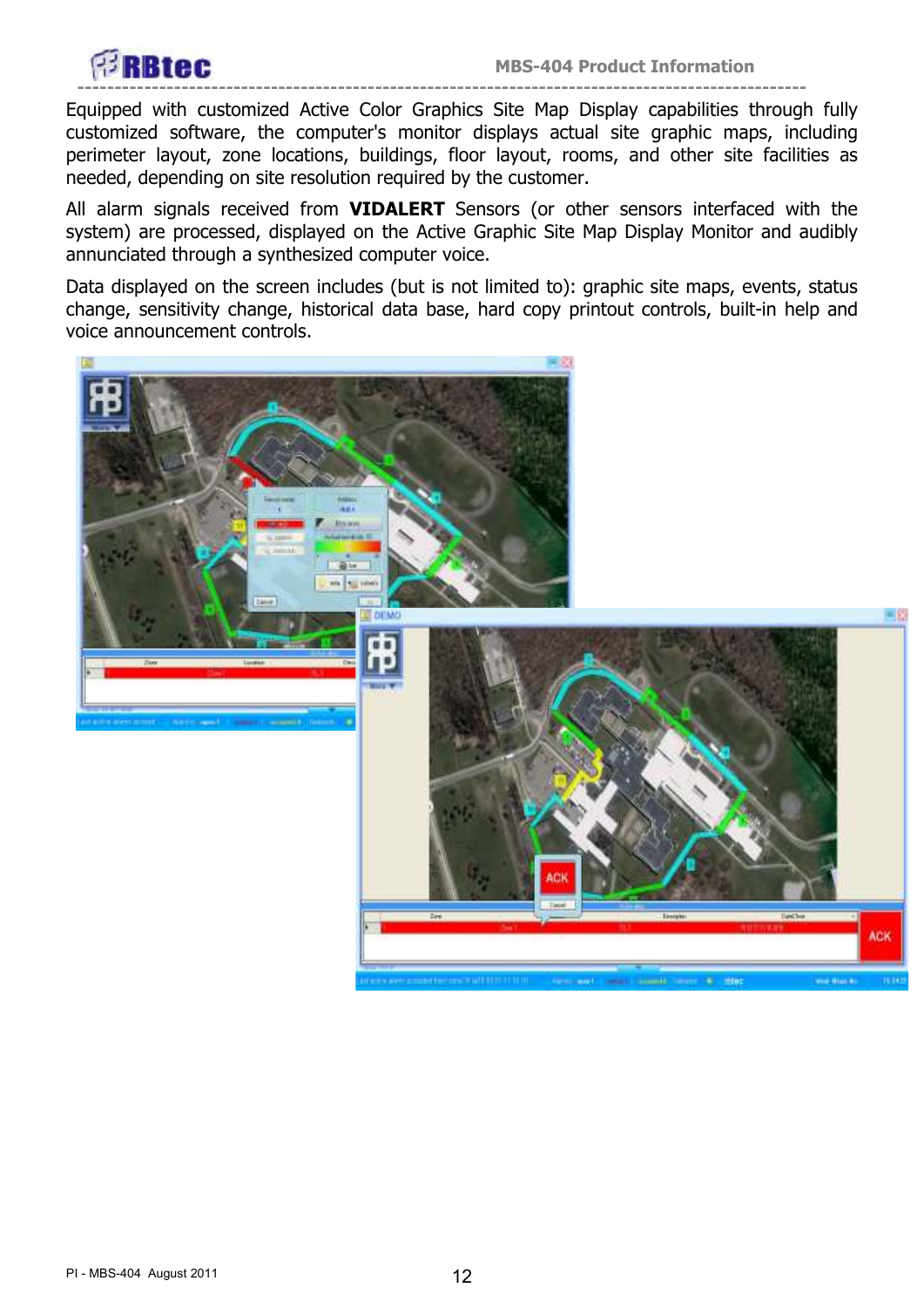Equipped with customized Active Color Graphics Site Map Display capabilities through fully customized software, the computer's monitor displays actual site graphic maps, including perimeter layout, zone locations, buildings, floor layout, rooms, and other site facilities as needed, depending on site resolution required by the customer.

All alarm signals received from **VIDALERT** Sensors (or other sensors interfaced with the system) are processed, displayed on the Active Graphic Site Map Display Monitor and audibly annunciated through a synthesized computer voice.

Data displayed on the screen includes (but is not limited to): graphic site maps, events, status change, sensitivity change, historical data base, hard copy printout controls, built-in help and voice announcement controls.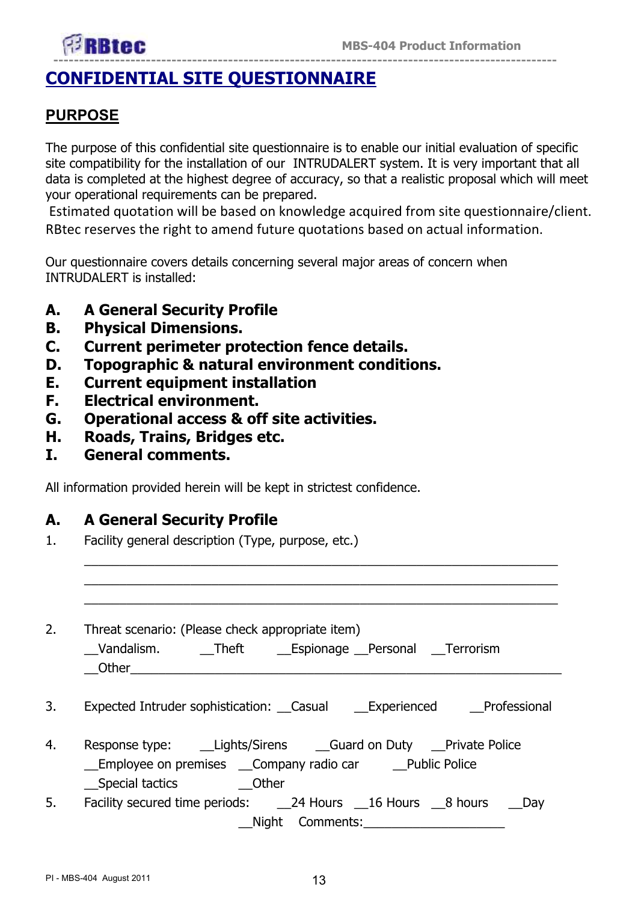# CONFIDENTIAL SITE QUESTIONNAIRE

## PURPOSE

The purpose of this confidential site questionnaire is to enable our initial evaluation of specific site compatibility for the installation of our INTRUDALERT system. It is very important that all data is completed at the highest degree of accuracy, so that a realistic proposal which will meet your operational requirements can be prepared.
Estimated quotation will be based on knowledge acquired from site questionnaire/client. RBtec reserves the right to amend future quotations based on actual information.

Our questionnaire covers details concerning several major areas of concern when INTRUDALERT is installed:

**A. A General Security Profile**
**B. Physical Dimensions.**
**C. Current perimeter protection fence details.**
**D. Topographic & natural environment conditions.**
**E. Current equipment installation**
**F. Electrical environment.**
**G. Operational access & off site activities.**
**H. Roads, Trains, Bridges etc.**
**I. General comments.**

All information provided herein will be kept in strictest confidence.

## A. A General Security Profile

1. Facility general description (Type, purpose, etc.)

   ______________________________________________________________________
   ______________________________________________________________________
   ______________________________________________________________________

2. Threat scenario: (Please check appropriate item)
   __Vandalism. __Theft __Espionage __Personal __Terrorism
   __Other______________________________________________________________

3. Expected Intruder sophistication: __Casual __Experienced __Professional

4. Response type: __Lights/Sirens __Guard on Duty __Private Police
   __Employee on premises __Company radio car __Public Police
   __Special tactics __Other

5. Facility secured time periods: __24 Hours __16 Hours __8 hours __Day
   __Night Comments:____________________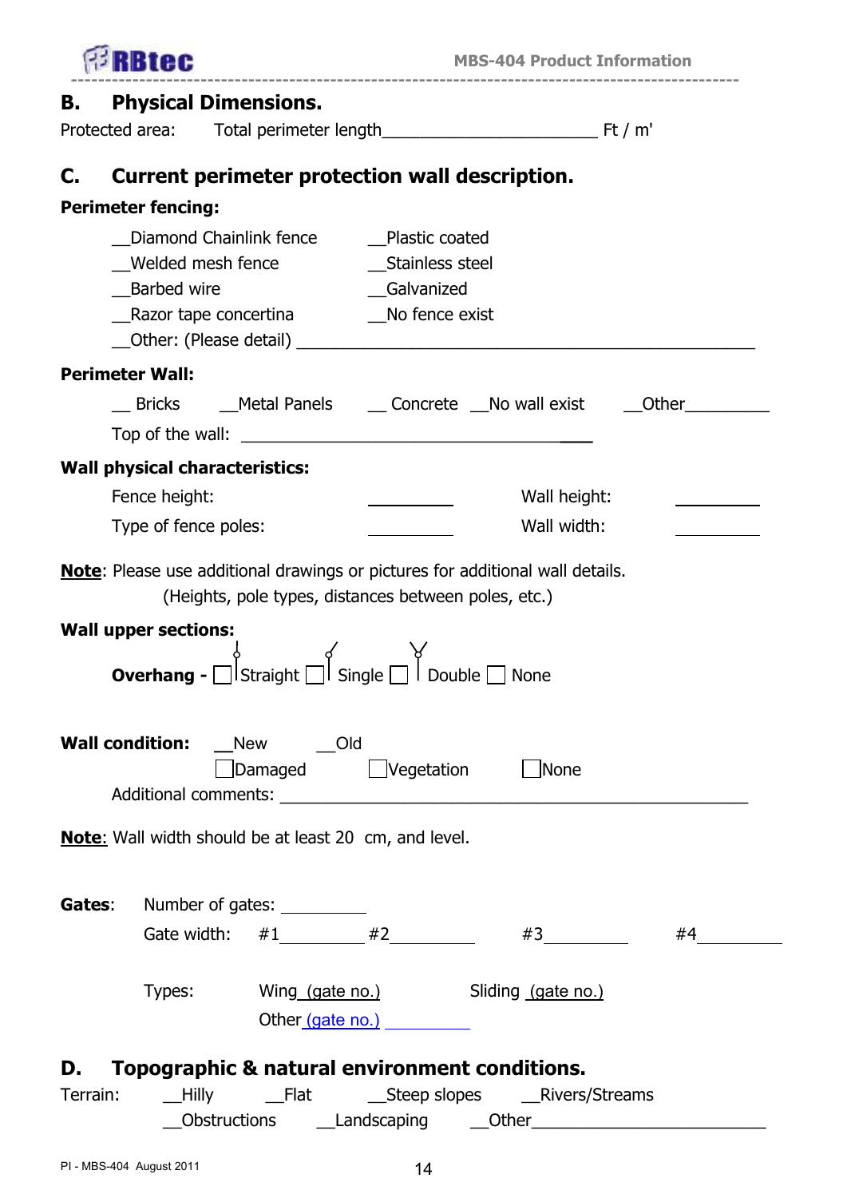## B. Physical Dimensions.

Protected area: Total perimeter length______________________ Ft / m'

## C. Current perimeter protection wall description.

**Perimeter fencing:**

__Diamond Chainlink fence __Plastic coated
__Welded mesh fence __Stainless steel
__Barbed wire __Galvanized
__Razor tape concertina __No fence exist
__Other: (Please detail) ______________________________________________

**Perimeter Wall:**

__ Bricks __Metal Panels __ Concrete __No wall exist __Other_________

Top of the wall: ___________________________________

**Wall physical characteristics:**

Fence height: _________ Wall height: _________
Type of fence poles: _________ Wall width: _________

**Note**: Please use additional drawings or pictures for additional wall details.
(Heights, pole types, distances between poles, etc.)

**Wall upper sections:**

**Overhang -** ☐ Straight ☐ Single ☐ Double ☐ None

**Wall condition:** __New __Old
☐ Damaged ☐ Vegetation ☐ None

Additional comments: ______________________________________________

**Note**: Wall width should be at least 20 cm, and level.

**Gates**: Number of gates: _________

Gate width: #1_________ #2_________ #3_________ #4_________

Types: Wing (gate no.) Sliding (gate no.)
Other (gate no.) _________

## D. Topographic & natural environment conditions.

Terrain: __Hilly __Flat __Steep slopes __Rivers/Streams
__Obstructions __Landscaping __Other______________________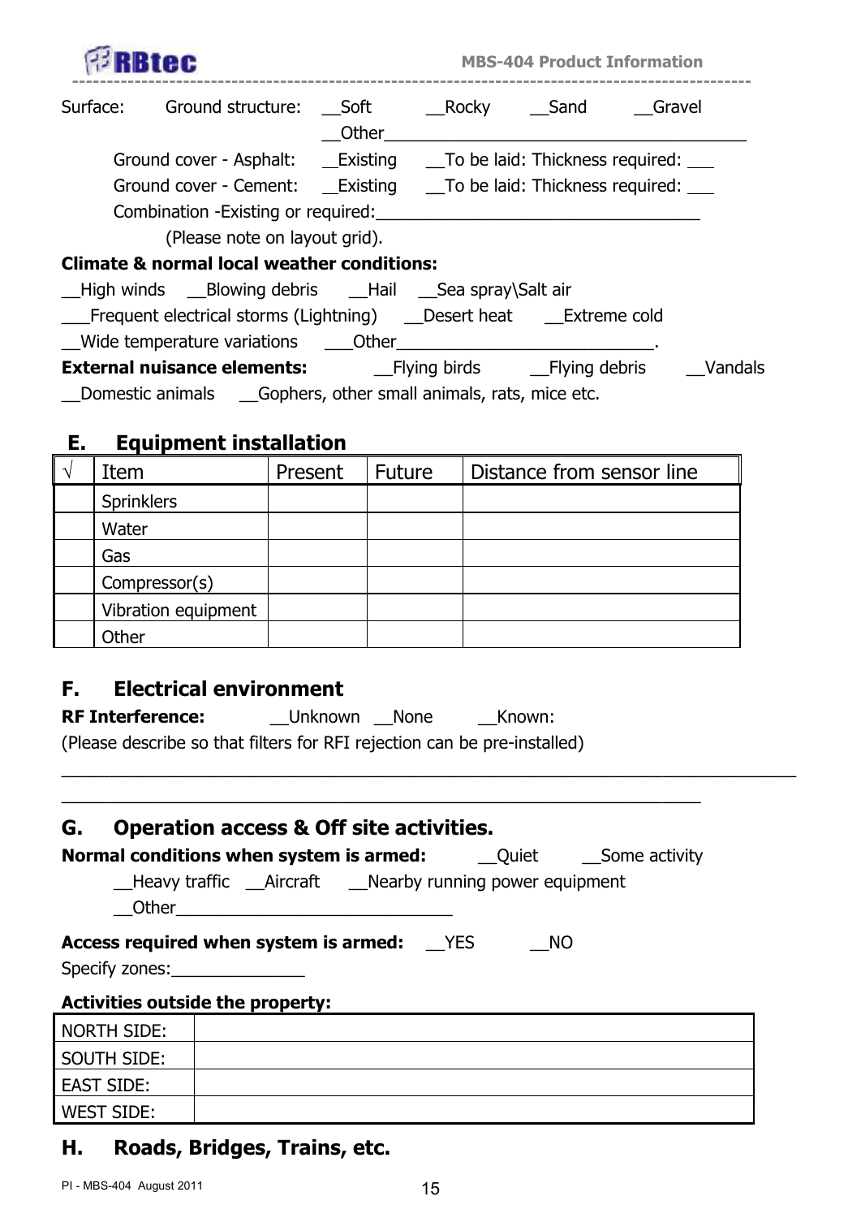Surface: Ground structure: __Soft __Rocky __Sand __Gravel

__Other_______________________________________

Ground cover - Asphalt: __Existing __To be laid: Thickness required: ___

Ground cover - Cement: __Existing __To be laid: Thickness required: ___

Combination -Existing or required:__________________________________

(Please note on layout grid).

**Climate & normal local weather conditions:**

__High winds __Blowing debris __Hail __Sea spray\Salt air

___Frequent electrical storms (Lightning) __Desert heat __Extreme cold

__Wide temperature variations ___Other___________________________.

**External nuisance elements:** __Flying birds __Flying debris __Vandals

__Domestic animals __Gophers, other small animals, rats, mice etc.

## E. Equipment installation

| √ | Item | Present | Future | Distance from sensor line |
|---|---|---|---|---|
| | Sprinklers | | | |
| | Water | | | |
| | Gas | | | |
| | Compressor(s) | | | |
| | Vibration equipment | | | |
| | Other | | | |

## F. Electrical environment

**RF Interference:** __Unknown __None __Known:

(Please describe so that filters for RFI rejection can be pre-installed)

_______________________________________________________________________________

_______________________________________________________________________

## G. Operation access & Off site activities.

**Normal conditions when system is armed:** __Quiet __Some activity

__Heavy traffic __Aircraft __Nearby running power equipment

__Other_____________________________

**Access required when system is armed:** __YES __NO

Specify zones:______________

**Activities outside the property:**

| NORTH SIDE: | |
|---|---|
| SOUTH SIDE: | |
| EAST SIDE: | |
| WEST SIDE: | |

## H. Roads, Bridges, Trains, etc.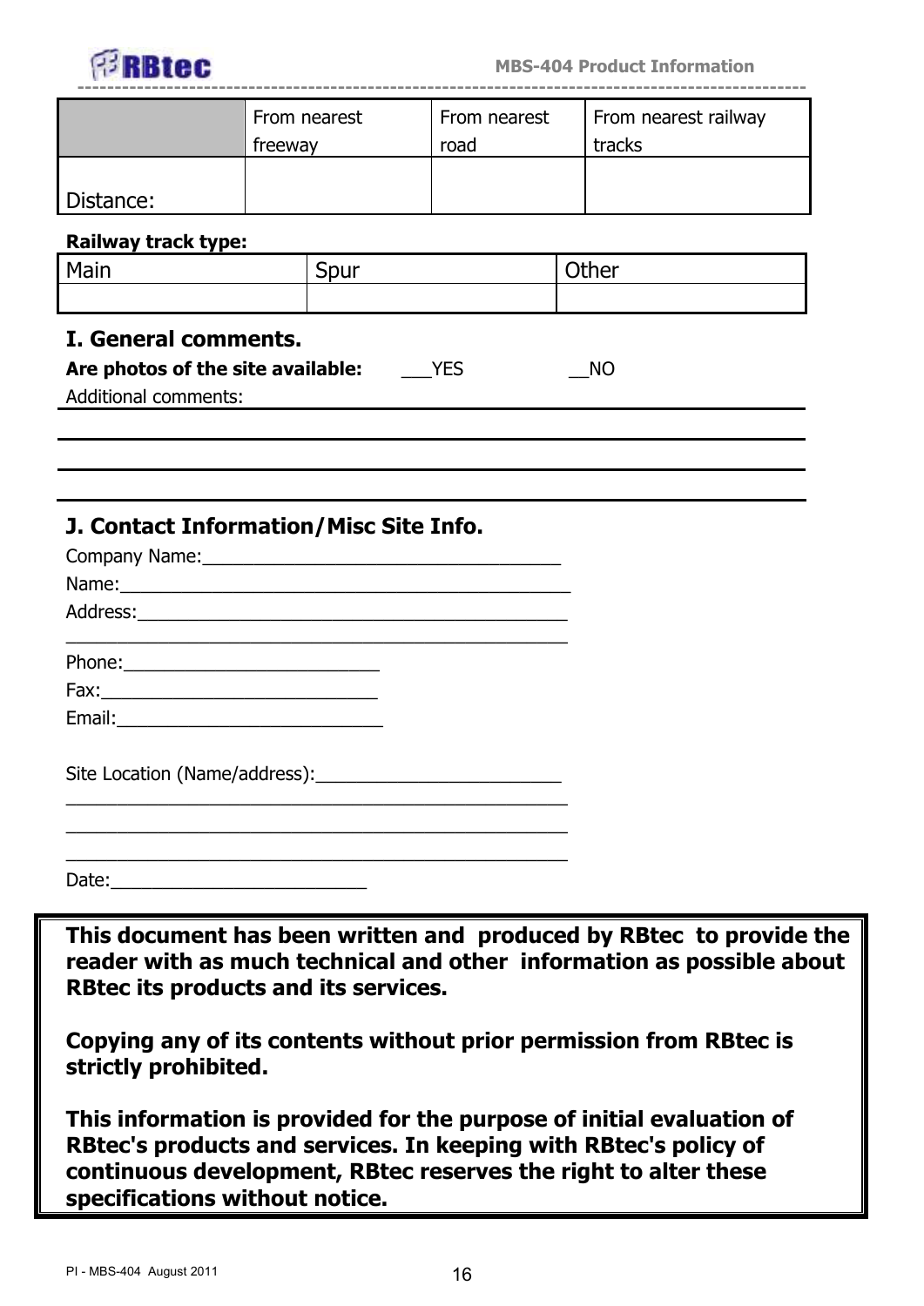| | From nearest freeway | From nearest road | From nearest railway tracks |
|---|---|---|---|
| Distance: | | | |

**Railway track type:**

| Main | Spur | Other |
|---|---|---|
| | | |

## I. General comments.

**Are photos of the site available:** ___YES __NO

Additional comments: ______________________________________________________

______________________________________________________

______________________________________________________

______________________________________________________

## J. Contact Information/Misc Site Info.

Company Name:____________________________________

Name:__________________________________________

Address:_______________________________________

______________________________________________

Phone:________________________

Fax:__________________________

Email:_________________________

Site Location (Name/address):________________________

______________________________________________

______________________________________________

______________________________________________

Date:________________________

**This document has been written and produced by RBtec to provide the reader with as much technical and other information as possible about RBtec its products and its services.**

**Copying any of its contents without prior permission from RBtec is strictly prohibited.**

**This information is provided for the purpose of initial evaluation of RBtec's products and services. In keeping with RBtec's policy of continuous development, RBtec reserves the right to alter these specifications without notice.**